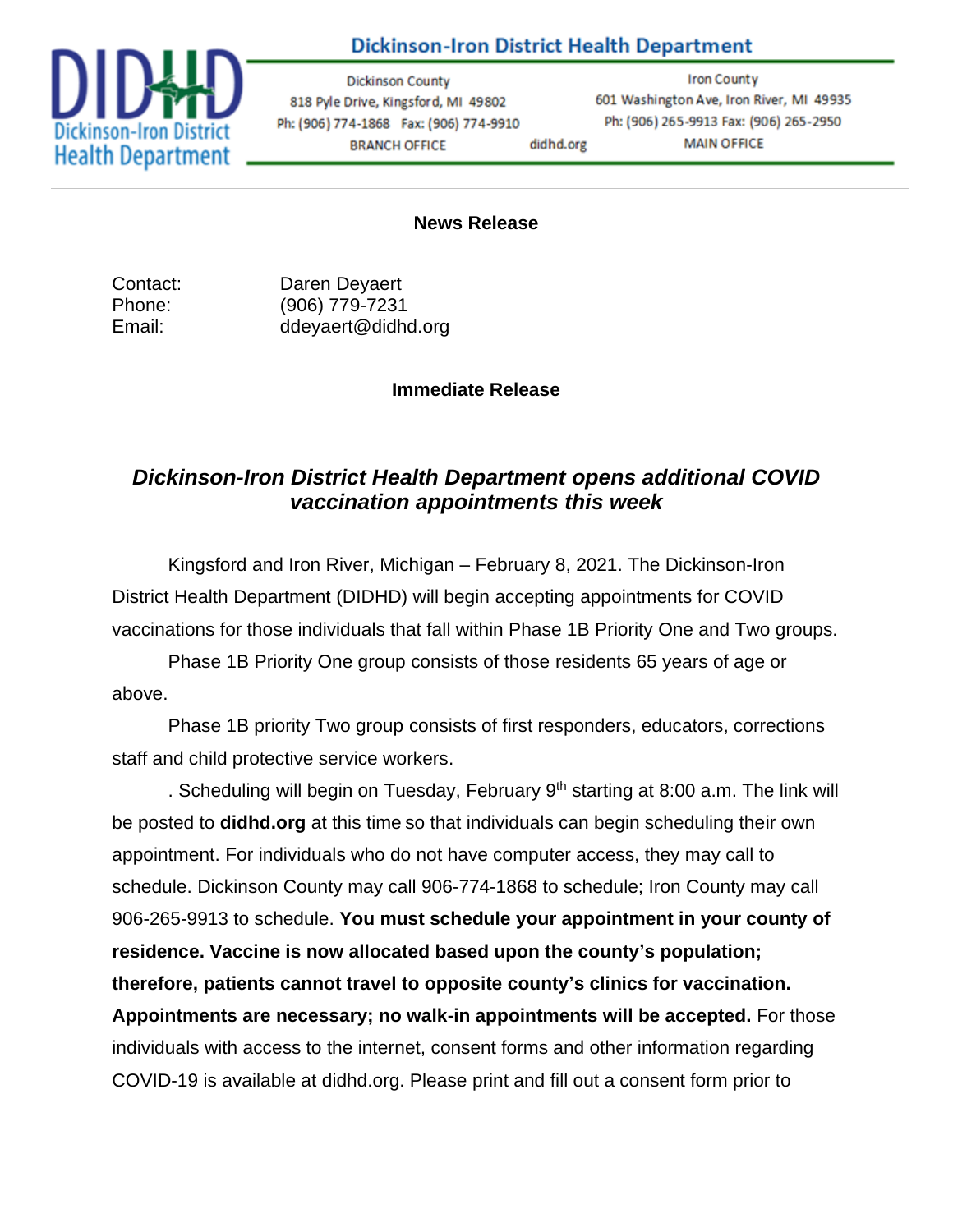**Dickinson-Iron District Health Department**

| Dickinson County | Iron County |
|---|---|
| 818 Pyle Drive, Kingsford, MI 49802 | 601 Washington Ave, Iron River, MI 49935 |
| Ph: (906) 774-1868 Fax: (906) 774-9910 | Ph: (906) 265-9913 Fax: (906) 265-2950 |
| BRANCH OFFICE | MAIN OFFICE |

didhd.org

**News Release**

Contact: Daren Deyaert
Phone: (906) 779-7231
Email: ddeyaert@didhd.org

**Immediate Release**

## *Dickinson-Iron District Health Department opens additional COVID vaccination appointments this week*

Kingsford and Iron River, Michigan – February 8, 2021. The Dickinson-Iron District Health Department (DIDHD) will begin accepting appointments for COVID vaccinations for those individuals that fall within Phase 1B Priority One and Two groups.

Phase 1B Priority One group consists of those residents 65 years of age or above.

Phase 1B priority Two group consists of first responders, educators, corrections staff and child protective service workers.

. Scheduling will begin on Tuesday, February 9th starting at 8:00 a.m. The link will be posted to **didhd.org** at this time so that individuals can begin scheduling their own appointment. For individuals who do not have computer access, they may call to schedule. Dickinson County may call 906-774-1868 to schedule; Iron County may call 906-265-9913 to schedule. **You must schedule your appointment in your county of residence. Vaccine is now allocated based upon the county's population; therefore, patients cannot travel to opposite county's clinics for vaccination. Appointments are necessary; no walk-in appointments will be accepted.** For those individuals with access to the internet, consent forms and other information regarding COVID-19 is available at didhd.org. Please print and fill out a consent form prior to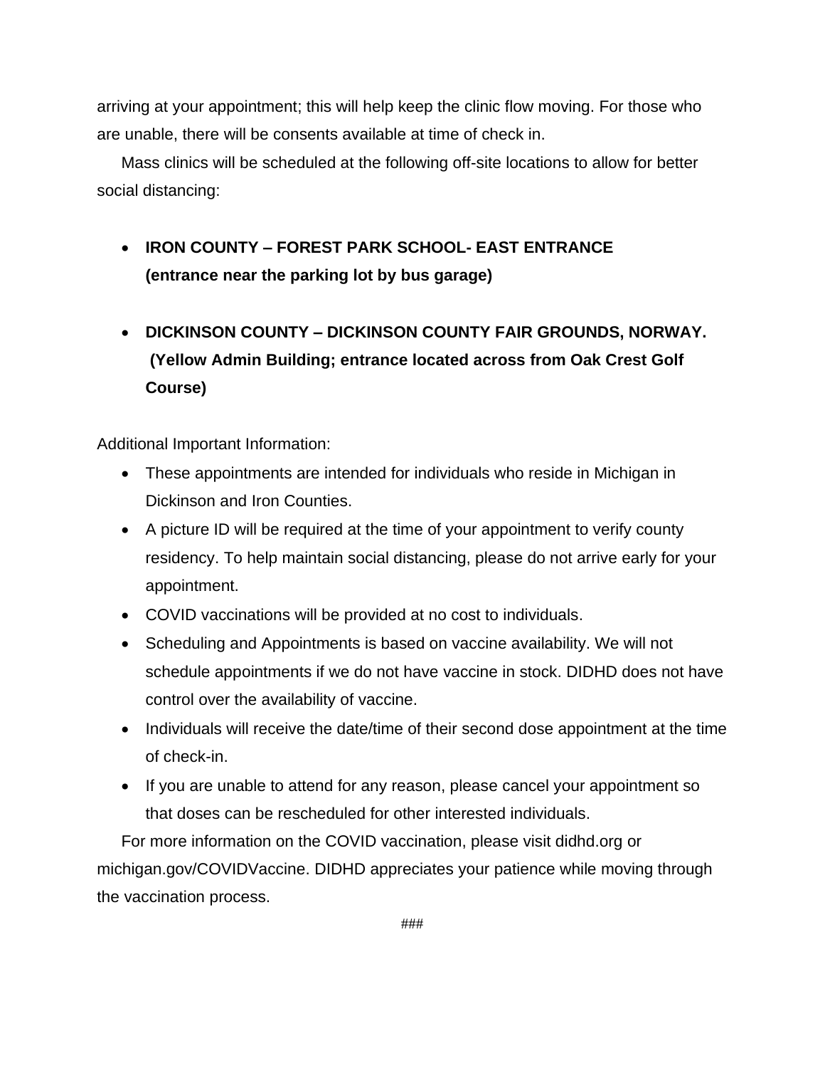arriving at your appointment; this will help keep the clinic flow moving. For those who are unable, there will be consents available at time of check in.

Mass clinics will be scheduled at the following off-site locations to allow for better social distancing:

- **IRON COUNTY – FOREST PARK SCHOOL- EAST ENTRANCE (entrance near the parking lot by bus garage)**

- **DICKINSON COUNTY – DICKINSON COUNTY FAIR GROUNDS, NORWAY. (Yellow Admin Building; entrance located across from Oak Crest Golf Course)**

Additional Important Information:

- These appointments are intended for individuals who reside in Michigan in Dickinson and Iron Counties.
- A picture ID will be required at the time of your appointment to verify county residency. To help maintain social distancing, please do not arrive early for your appointment.
- COVID vaccinations will be provided at no cost to individuals.
- Scheduling and Appointments is based on vaccine availability. We will not schedule appointments if we do not have vaccine in stock. DIDHD does not have control over the availability of vaccine.
- Individuals will receive the date/time of their second dose appointment at the time of check-in.
- If you are unable to attend for any reason, please cancel your appointment so that doses can be rescheduled for other interested individuals.

For more information on the COVID vaccination, please visit didhd.org or michigan.gov/COVIDVaccine. DIDHD appreciates your patience while moving through the vaccination process.

###